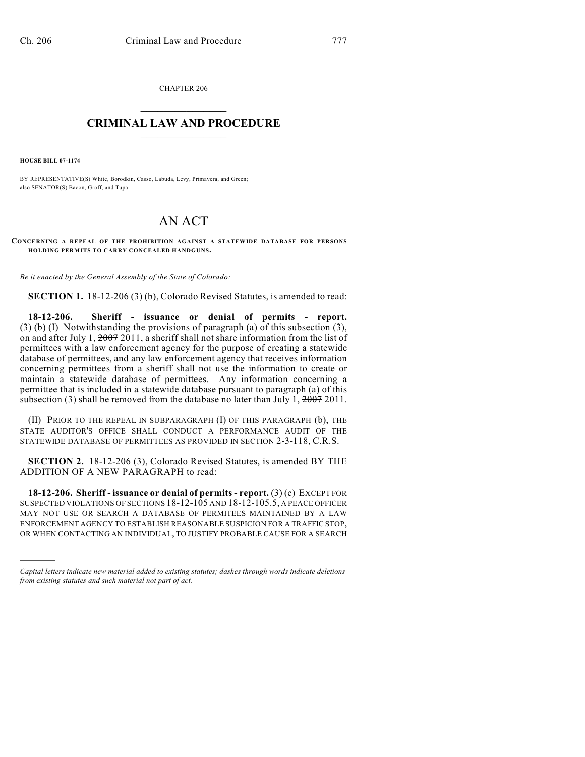CHAPTER 206

# CRIMINAL LAW AND PROCEDURE

**HOUSE BILL 07-1174**

BY REPRESENTATIVE(S) White, Borodkin, Casso, Labuda, Levy, Primavera, and Green; also SENATOR(S) Bacon, Groff, and Tupa.

# AN ACT

**CONCERNING A REPEAL OF THE PROHIBITION AGAINST A STATEWIDE DATABASE FOR PERSONS HOLDING PERMITS TO CARRY CONCEALED HANDGUNS.**

*Be it enacted by the General Assembly of the State of Colorado:*

**SECTION 1.** 18-12-206 (3) (b), Colorado Revised Statutes, is amended to read:

**18-12-206. Sheriff - issuance or denial of permits - report.** (3) (b) (I) Notwithstanding the provisions of paragraph (a) of this subsection (3), on and after July 1, ~~2007~~ 2011, a sheriff shall not share information from the list of permittees with a law enforcement agency for the purpose of creating a statewide database of permittees, and any law enforcement agency that receives information concerning permittees from a sheriff shall not use the information to create or maintain a statewide database of permittees. Any information concerning a permittee that is included in a statewide database pursuant to paragraph (a) of this subsection (3) shall be removed from the database no later than July 1, ~~2007~~ 2011.

(II) PRIOR TO THE REPEAL IN SUBPARAGRAPH (I) OF THIS PARAGRAPH (b), THE STATE AUDITOR'S OFFICE SHALL CONDUCT A PERFORMANCE AUDIT OF THE STATEWIDE DATABASE OF PERMITTEES AS PROVIDED IN SECTION 2-3-118, C.R.S.

**SECTION 2.** 18-12-206 (3), Colorado Revised Statutes, is amended BY THE ADDITION OF A NEW PARAGRAPH to read:

**18-12-206. Sheriff - issuance or denial of permits - report.** (3) (c) EXCEPT FOR SUSPECTED VIOLATIONS OF SECTIONS 18-12-105 AND 18-12-105.5, A PEACE OFFICER MAY NOT USE OR SEARCH A DATABASE OF PERMITEES MAINTAINED BY A LAW ENFORCEMENT AGENCY TO ESTABLISH REASONABLE SUSPICION FOR A TRAFFIC STOP, OR WHEN CONTACTING AN INDIVIDUAL, TO JUSTIFY PROBABLE CAUSE FOR A SEARCH

---

*Capital letters indicate new material added to existing statutes; dashes through words indicate deletions from existing statutes and such material not part of act.*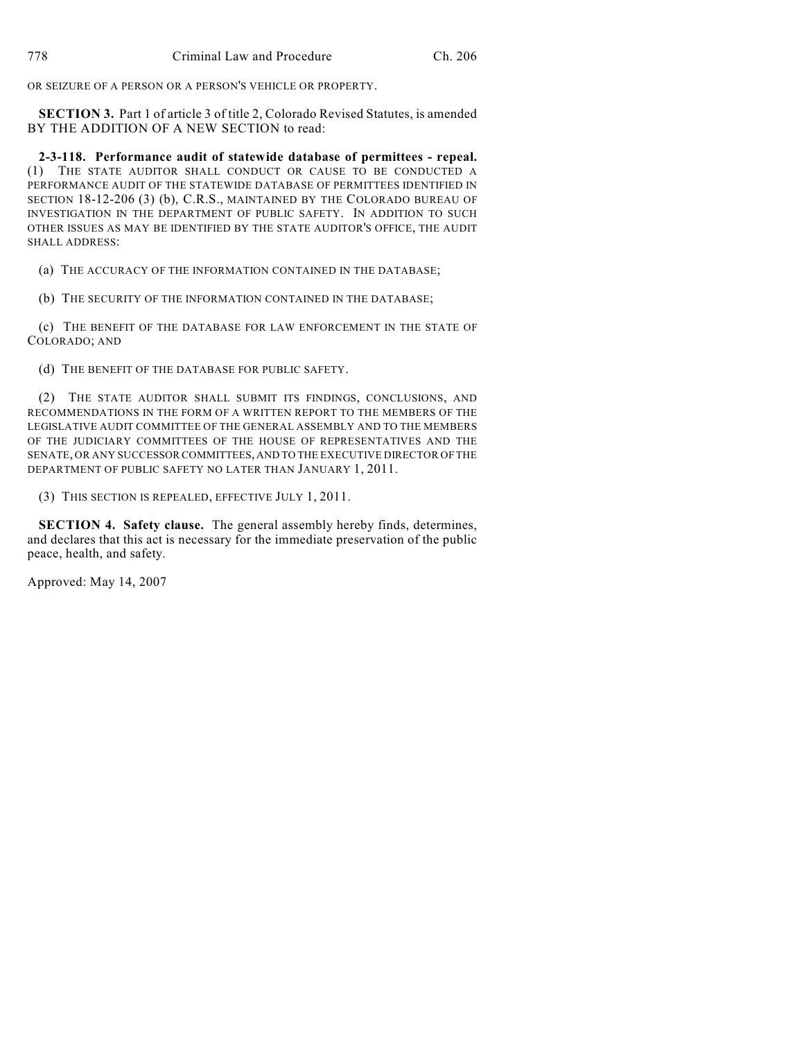OR SEIZURE OF A PERSON OR A PERSON'S VEHICLE OR PROPERTY.

**SECTION 3.** Part 1 of article 3 of title 2, Colorado Revised Statutes, is amended BY THE ADDITION OF A NEW SECTION to read:

**2-3-118. Performance audit of statewide database of permittees - repeal.** (1) THE STATE AUDITOR SHALL CONDUCT OR CAUSE TO BE CONDUCTED A PERFORMANCE AUDIT OF THE STATEWIDE DATABASE OF PERMITTEES IDENTIFIED IN SECTION 18-12-206 (3) (b), C.R.S., MAINTAINED BY THE COLORADO BUREAU OF INVESTIGATION IN THE DEPARTMENT OF PUBLIC SAFETY. IN ADDITION TO SUCH OTHER ISSUES AS MAY BE IDENTIFIED BY THE STATE AUDITOR'S OFFICE, THE AUDIT SHALL ADDRESS:

(a) THE ACCURACY OF THE INFORMATION CONTAINED IN THE DATABASE;

(b) THE SECURITY OF THE INFORMATION CONTAINED IN THE DATABASE;

(c) THE BENEFIT OF THE DATABASE FOR LAW ENFORCEMENT IN THE STATE OF COLORADO; AND

(d) THE BENEFIT OF THE DATABASE FOR PUBLIC SAFETY.

(2) THE STATE AUDITOR SHALL SUBMIT ITS FINDINGS, CONCLUSIONS, AND RECOMMENDATIONS IN THE FORM OF A WRITTEN REPORT TO THE MEMBERS OF THE LEGISLATIVE AUDIT COMMITTEE OF THE GENERAL ASSEMBLY AND TO THE MEMBERS OF THE JUDICIARY COMMITTEES OF THE HOUSE OF REPRESENTATIVES AND THE SENATE, OR ANY SUCCESSOR COMMITTEES, AND TO THE EXECUTIVE DIRECTOR OF THE DEPARTMENT OF PUBLIC SAFETY NO LATER THAN JANUARY 1, 2011.

(3) THIS SECTION IS REPEALED, EFFECTIVE JULY 1, 2011.

**SECTION 4. Safety clause.** The general assembly hereby finds, determines, and declares that this act is necessary for the immediate preservation of the public peace, health, and safety.

Approved: May 14, 2007